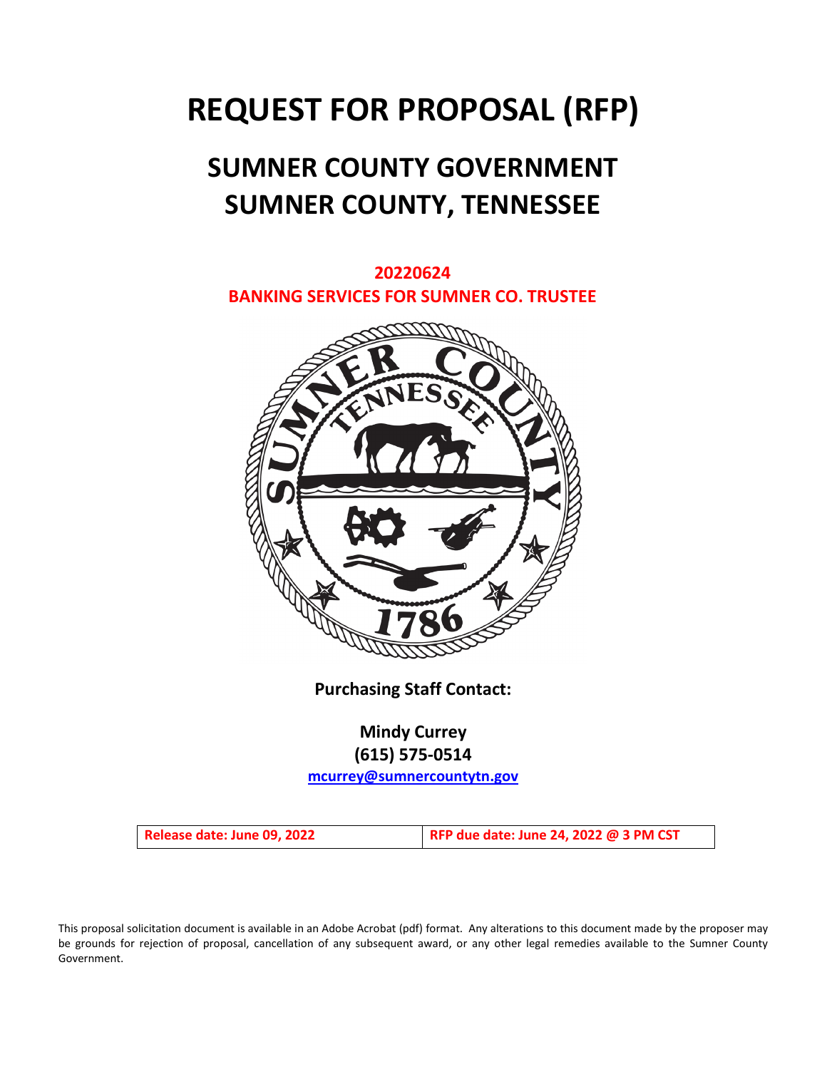# REQUEST FOR PROPOSAL (RFP)

## SUMNER COUNTY GOVERNMENT
## SUMNER COUNTY, TENNESSEE

**20220624**
**BANKING SERVICES FOR SUMNER CO. TRUSTEE**

**Purchasing Staff Contact:**

**Mindy Currey**
**(615) 575-0514**
mcurrey@sumnercountytn.gov

| Release date: June 09, 2022 | RFP due date: June 24, 2022 @ 3 PM CST |
|---|---|

This proposal solicitation document is available in an Adobe Acrobat (pdf) format. Any alterations to this document made by the proposer may be grounds for rejection of proposal, cancellation of any subsequent award, or any other legal remedies available to the Sumner County Government.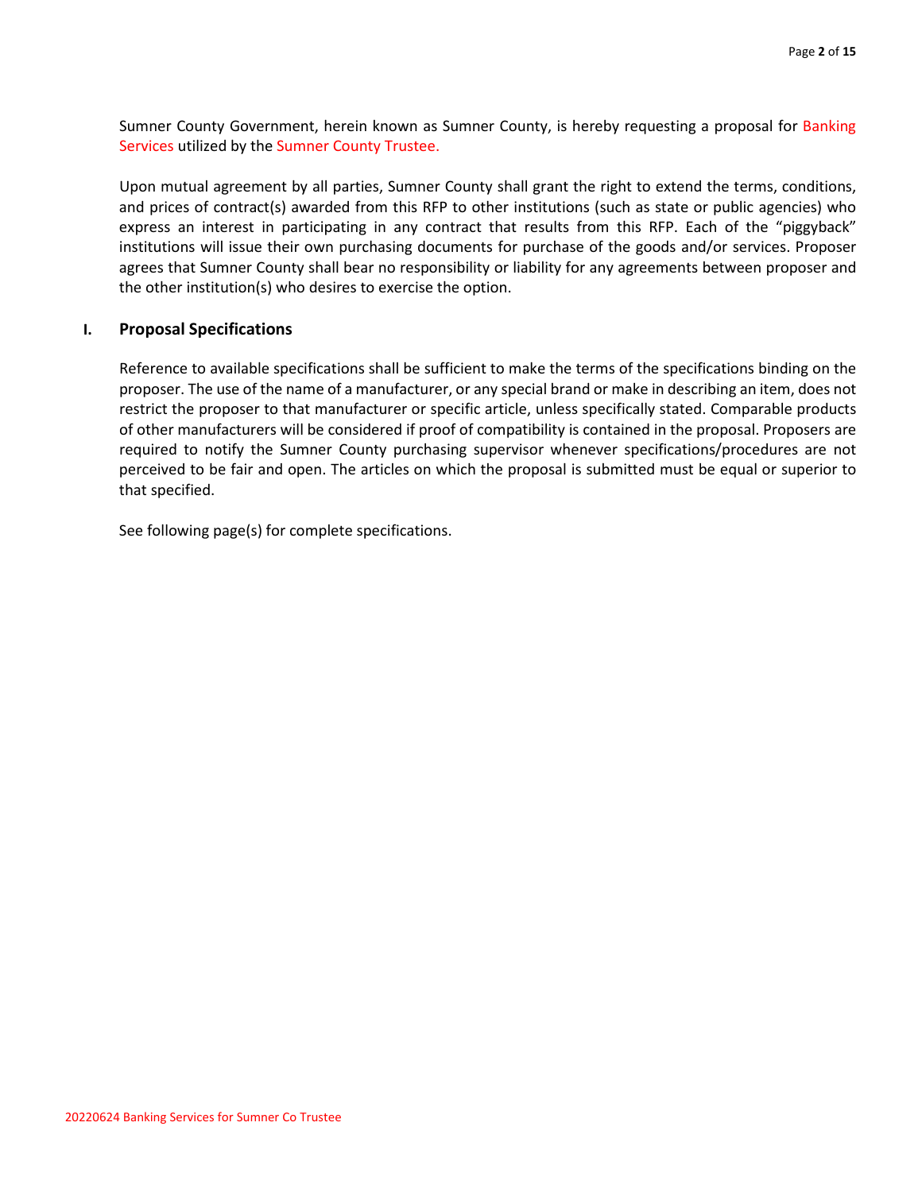Sumner County Government, herein known as Sumner County, is hereby requesting a proposal for Banking Services utilized by the Sumner County Trustee.

Upon mutual agreement by all parties, Sumner County shall grant the right to extend the terms, conditions, and prices of contract(s) awarded from this RFP to other institutions (such as state or public agencies) who express an interest in participating in any contract that results from this RFP. Each of the "piggyback" institutions will issue their own purchasing documents for purchase of the goods and/or services. Proposer agrees that Sumner County shall bear no responsibility or liability for any agreements between proposer and the other institution(s) who desires to exercise the option.

## I. Proposal Specifications

Reference to available specifications shall be sufficient to make the terms of the specifications binding on the proposer. The use of the name of a manufacturer, or any special brand or make in describing an item, does not restrict the proposer to that manufacturer or specific article, unless specifically stated. Comparable products of other manufacturers will be considered if proof of compatibility is contained in the proposal. Proposers are required to notify the Sumner County purchasing supervisor whenever specifications/procedures are not perceived to be fair and open. The articles on which the proposal is submitted must be equal or superior to that specified.

See following page(s) for complete specifications.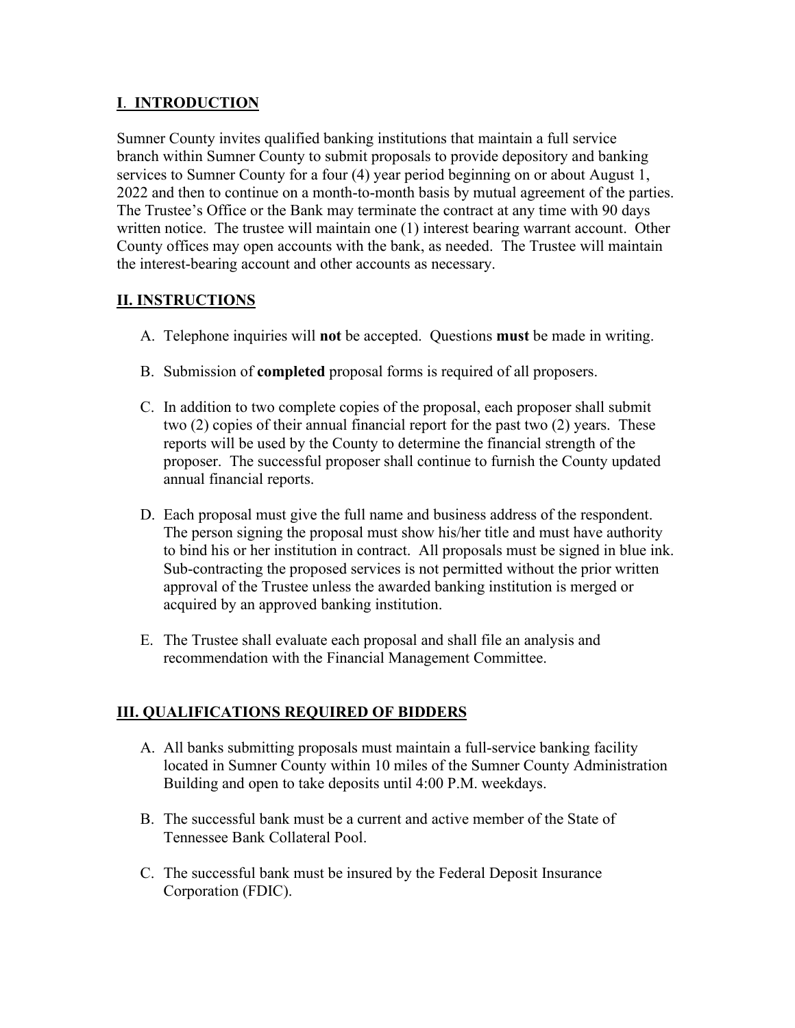## I. INTRODUCTION

Sumner County invites qualified banking institutions that maintain a full service branch within Sumner County to submit proposals to provide depository and banking services to Sumner County for a four (4) year period beginning on or about August 1, 2022 and then to continue on a month-to-month basis by mutual agreement of the parties. The Trustee's Office or the Bank may terminate the contract at any time with 90 days written notice. The trustee will maintain one (1) interest bearing warrant account. Other County offices may open accounts with the bank, as needed. The Trustee will maintain the interest-bearing account and other accounts as necessary.

## II. INSTRUCTIONS

A. Telephone inquiries will **not** be accepted. Questions **must** be made in writing.

B. Submission of **completed** proposal forms is required of all proposers.

C. In addition to two complete copies of the proposal, each proposer shall submit two (2) copies of their annual financial report for the past two (2) years. These reports will be used by the County to determine the financial strength of the proposer. The successful proposer shall continue to furnish the County updated annual financial reports.

D. Each proposal must give the full name and business address of the respondent. The person signing the proposal must show his/her title and must have authority to bind his or her institution in contract. All proposals must be signed in blue ink. Sub-contracting the proposed services is not permitted without the prior written approval of the Trustee unless the awarded banking institution is merged or acquired by an approved banking institution.

E. The Trustee shall evaluate each proposal and shall file an analysis and recommendation with the Financial Management Committee.

## III. QUALIFICATIONS REQUIRED OF BIDDERS

A. All banks submitting proposals must maintain a full-service banking facility located in Sumner County within 10 miles of the Sumner County Administration Building and open to take deposits until 4:00 P.M. weekdays.

B. The successful bank must be a current and active member of the State of Tennessee Bank Collateral Pool.

C. The successful bank must be insured by the Federal Deposit Insurance Corporation (FDIC).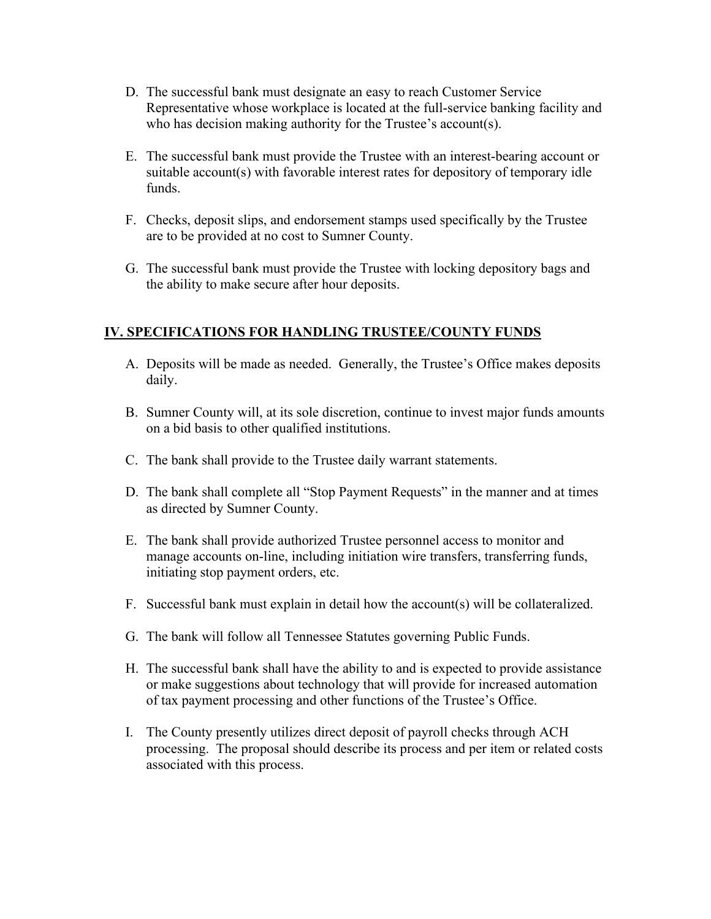D. The successful bank must designate an easy to reach Customer Service Representative whose workplace is located at the full-service banking facility and who has decision making authority for the Trustee's account(s).

E. The successful bank must provide the Trustee with an interest-bearing account or suitable account(s) with favorable interest rates for depository of temporary idle funds.

F. Checks, deposit slips, and endorsement stamps used specifically by the Trustee are to be provided at no cost to Sumner County.

G. The successful bank must provide the Trustee with locking depository bags and the ability to make secure after hour deposits.

## IV. SPECIFICATIONS FOR HANDLING TRUSTEE/COUNTY FUNDS

A. Deposits will be made as needed. Generally, the Trustee's Office makes deposits daily.

B. Sumner County will, at its sole discretion, continue to invest major funds amounts on a bid basis to other qualified institutions.

C. The bank shall provide to the Trustee daily warrant statements.

D. The bank shall complete all "Stop Payment Requests" in the manner and at times as directed by Sumner County.

E. The bank shall provide authorized Trustee personnel access to monitor and manage accounts on-line, including initiation wire transfers, transferring funds, initiating stop payment orders, etc.

F. Successful bank must explain in detail how the account(s) will be collateralized.

G. The bank will follow all Tennessee Statutes governing Public Funds.

H. The successful bank shall have the ability to and is expected to provide assistance or make suggestions about technology that will provide for increased automation of tax payment processing and other functions of the Trustee's Office.

I. The County presently utilizes direct deposit of payroll checks through ACH processing. The proposal should describe its process and per item or related costs associated with this process.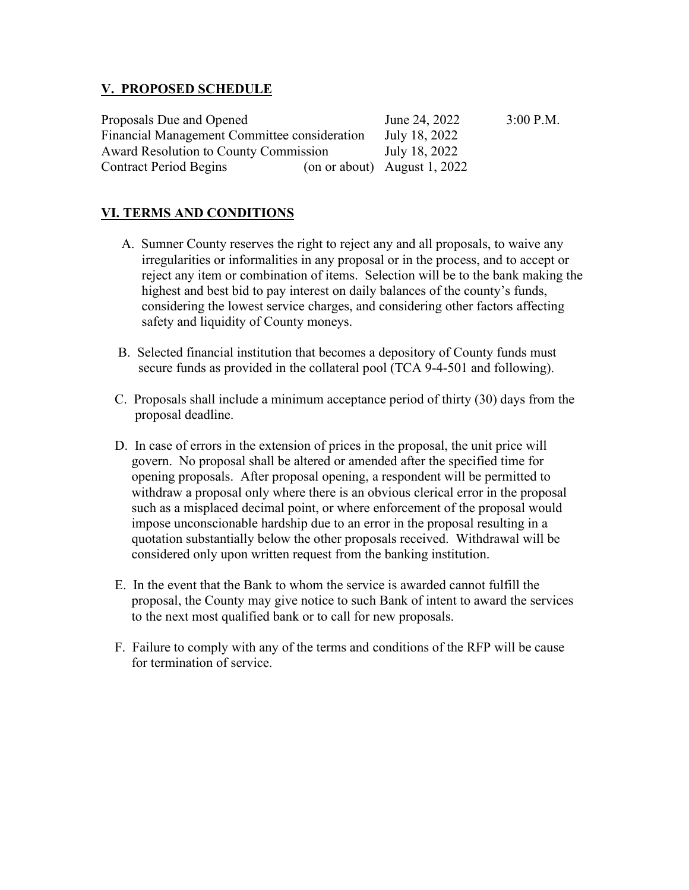## V. PROPOSED SCHEDULE

| | | |
|---|---|---|
| Proposals Due and Opened | June 24, 2022 | 3:00 P.M. |
| Financial Management Committee consideration | July 18, 2022 | |
| Award Resolution to County Commission | July 18, 2022 | |
| Contract Period Begins (on or about) | August 1, 2022 | |

## VI. TERMS AND CONDITIONS

A. Sumner County reserves the right to reject any and all proposals, to waive any irregularities or informalities in any proposal or in the process, and to accept or reject any item or combination of items. Selection will be to the bank making the highest and best bid to pay interest on daily balances of the county's funds, considering the lowest service charges, and considering other factors affecting safety and liquidity of County moneys.

B. Selected financial institution that becomes a depository of County funds must secure funds as provided in the collateral pool (TCA 9-4-501 and following).

C. Proposals shall include a minimum acceptance period of thirty (30) days from the proposal deadline.

D. In case of errors in the extension of prices in the proposal, the unit price will govern. No proposal shall be altered or amended after the specified time for opening proposals. After proposal opening, a respondent will be permitted to withdraw a proposal only where there is an obvious clerical error in the proposal such as a misplaced decimal point, or where enforcement of the proposal would impose unconscionable hardship due to an error in the proposal resulting in a quotation substantially below the other proposals received. Withdrawal will be considered only upon written request from the banking institution.

E. In the event that the Bank to whom the service is awarded cannot fulfill the proposal, the County may give notice to such Bank of intent to award the services to the next most qualified bank or to call for new proposals.

F. Failure to comply with any of the terms and conditions of the RFP will be cause for termination of service.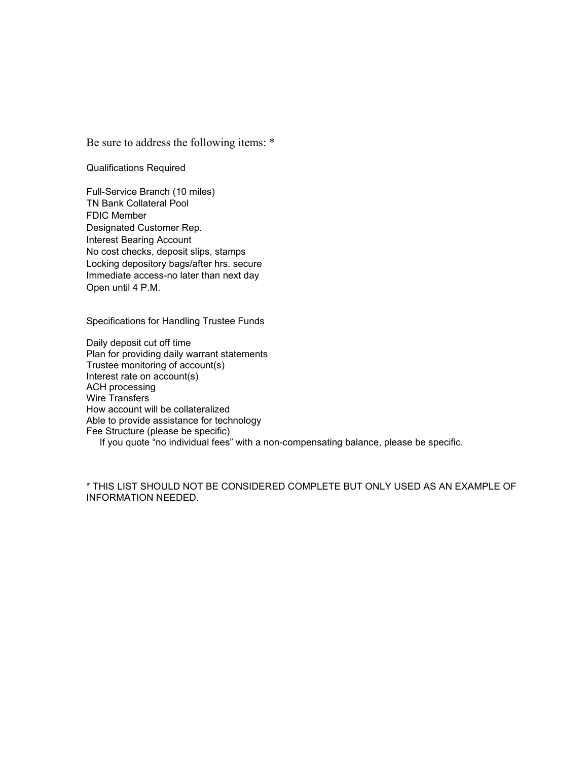Be sure to address the following items: *

Qualifications Required

Full-Service Branch (10 miles)
TN Bank Collateral Pool
FDIC Member
Designated Customer Rep.
Interest Bearing Account
No cost checks, deposit slips, stamps
Locking depository bags/after hrs. secure
Immediate access-no later than next day
Open until 4 P.M.

Specifications for Handling Trustee Funds

Daily deposit cut off time
Plan for providing daily warrant statements
Trustee monitoring of account(s)
Interest rate on account(s)
ACH processing
Wire Transfers
How account will be collateralized
Able to provide assistance for technology
Fee Structure (please be specific)
If you quote "no individual fees" with a non-compensating balance, please be specific.

* THIS LIST SHOULD NOT BE CONSIDERED COMPLETE BUT ONLY USED AS AN EXAMPLE OF INFORMATION NEEDED.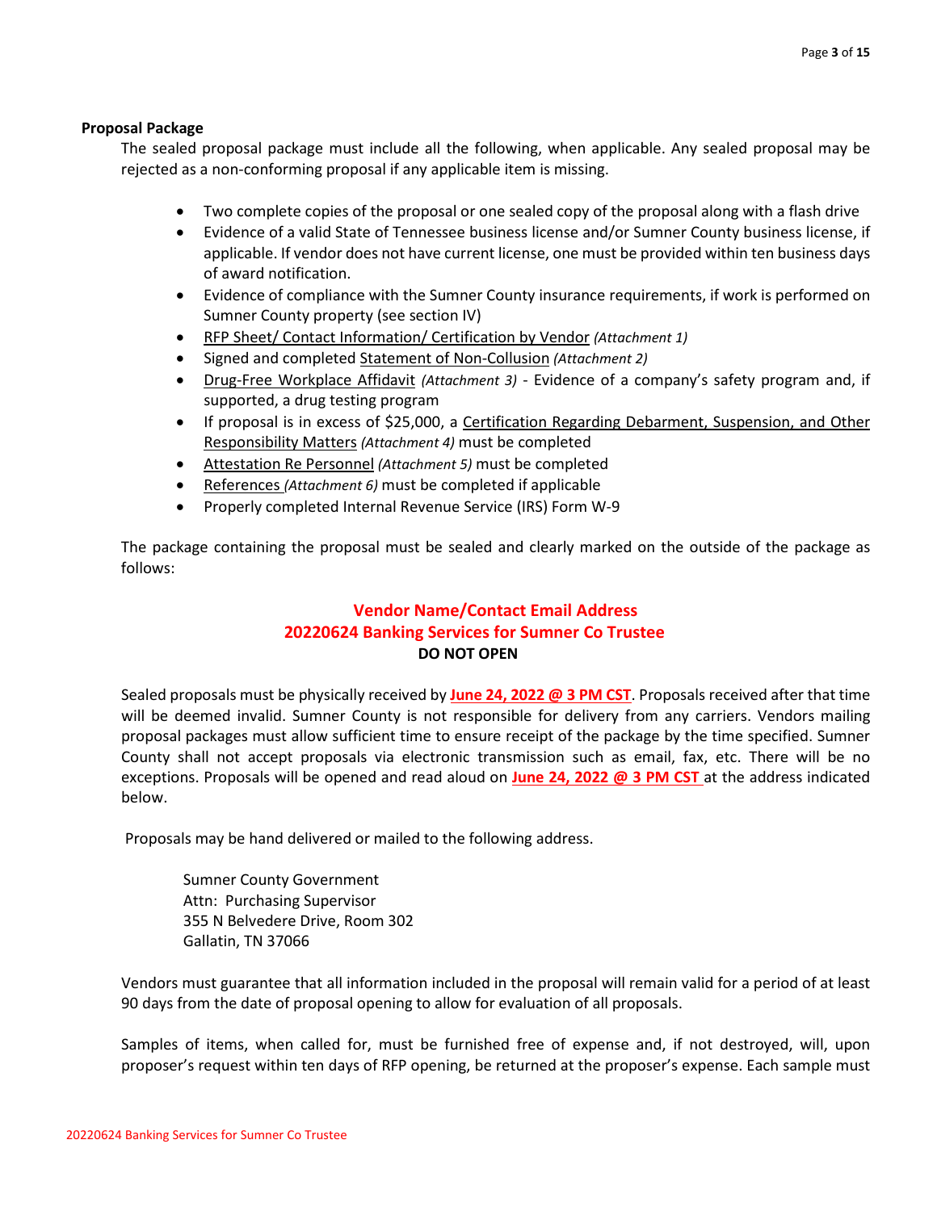**Proposal Package**

The sealed proposal package must include all the following, when applicable. Any sealed proposal may be rejected as a non-conforming proposal if any applicable item is missing.

- Two complete copies of the proposal or one sealed copy of the proposal along with a flash drive
- Evidence of a valid State of Tennessee business license and/or Sumner County business license, if applicable. If vendor does not have current license, one must be provided within ten business days of award notification.
- Evidence of compliance with the Sumner County insurance requirements, if work is performed on Sumner County property (see section IV)
- RFP Sheet/ Contact Information/ Certification by Vendor *(Attachment 1)*
- Signed and completed Statement of Non-Collusion *(Attachment 2)*
- Drug-Free Workplace Affidavit *(Attachment 3)* - Evidence of a company's safety program and, if supported, a drug testing program
- If proposal is in excess of $25,000, a Certification Regarding Debarment, Suspension, and Other Responsibility Matters *(Attachment 4)* must be completed
- Attestation Re Personnel *(Attachment 5)* must be completed
- References *(Attachment 6)* must be completed if applicable
- Properly completed Internal Revenue Service (IRS) Form W-9

The package containing the proposal must be sealed and clearly marked on the outside of the package as follows:

**Vendor Name/Contact Email Address**
**20220624 Banking Services for Sumner Co Trustee**
**DO NOT OPEN**

Sealed proposals must be physically received by **June 24, 2022 @ 3 PM CST**. Proposals received after that time will be deemed invalid. Sumner County is not responsible for delivery from any carriers. Vendors mailing proposal packages must allow sufficient time to ensure receipt of the package by the time specified. Sumner County shall not accept proposals via electronic transmission such as email, fax, etc. There will be no exceptions. Proposals will be opened and read aloud on **June 24, 2022 @ 3 PM CST** at the address indicated below.

Proposals may be hand delivered or mailed to the following address.

Sumner County Government
Attn: Purchasing Supervisor
355 N Belvedere Drive, Room 302
Gallatin, TN 37066

Vendors must guarantee that all information included in the proposal will remain valid for a period of at least 90 days from the date of proposal opening to allow for evaluation of all proposals.

Samples of items, when called for, must be furnished free of expense and, if not destroyed, will, upon proposer's request within ten days of RFP opening, be returned at the proposer's expense. Each sample must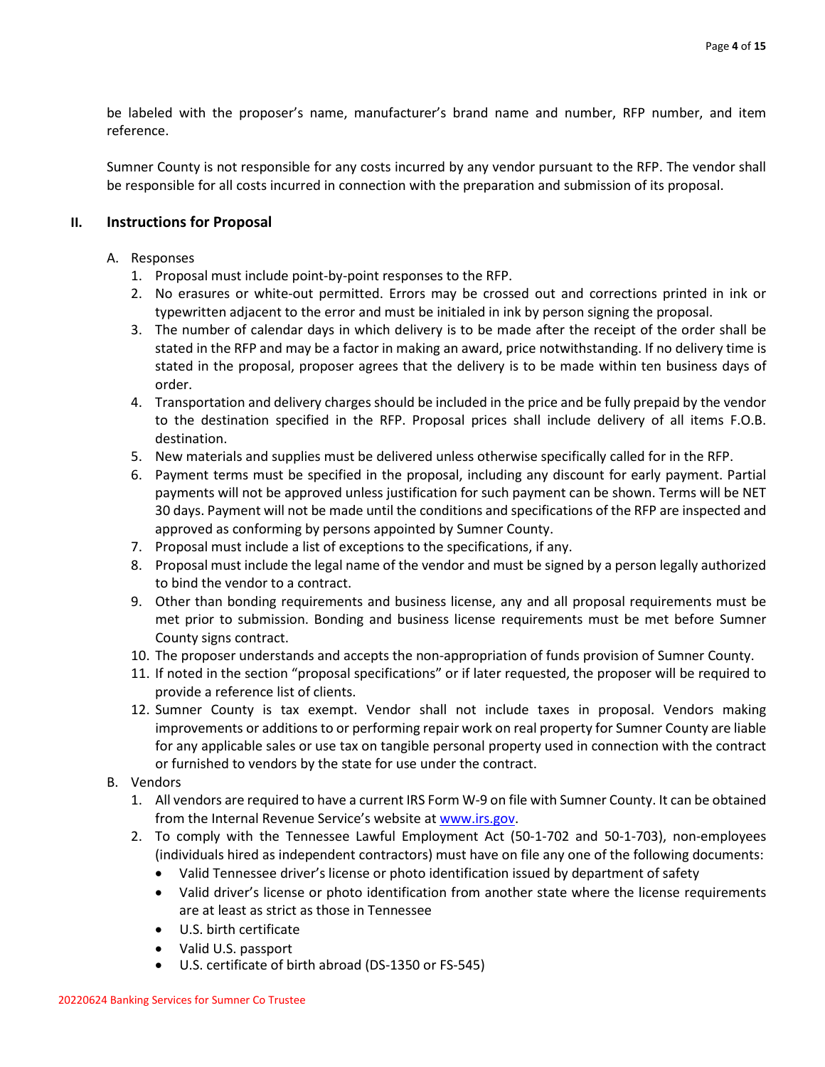be labeled with the proposer's name, manufacturer's brand name and number, RFP number, and item reference.

Sumner County is not responsible for any costs incurred by any vendor pursuant to the RFP. The vendor shall be responsible for all costs incurred in connection with the preparation and submission of its proposal.

## II. Instructions for Proposal

A. Responses

1. Proposal must include point-by-point responses to the RFP.
2. No erasures or white-out permitted. Errors may be crossed out and corrections printed in ink or typewritten adjacent to the error and must be initialed in ink by person signing the proposal.
3. The number of calendar days in which delivery is to be made after the receipt of the order shall be stated in the RFP and may be a factor in making an award, price notwithstanding. If no delivery time is stated in the proposal, proposer agrees that the delivery is to be made within ten business days of order.
4. Transportation and delivery charges should be included in the price and be fully prepaid by the vendor to the destination specified in the RFP. Proposal prices shall include delivery of all items F.O.B. destination.
5. New materials and supplies must be delivered unless otherwise specifically called for in the RFP.
6. Payment terms must be specified in the proposal, including any discount for early payment. Partial payments will not be approved unless justification for such payment can be shown. Terms will be NET 30 days. Payment will not be made until the conditions and specifications of the RFP are inspected and approved as conforming by persons appointed by Sumner County.
7. Proposal must include a list of exceptions to the specifications, if any.
8. Proposal must include the legal name of the vendor and must be signed by a person legally authorized to bind the vendor to a contract.
9. Other than bonding requirements and business license, any and all proposal requirements must be met prior to submission. Bonding and business license requirements must be met before Sumner County signs contract.
10. The proposer understands and accepts the non-appropriation of funds provision of Sumner County.
11. If noted in the section "proposal specifications" or if later requested, the proposer will be required to provide a reference list of clients.
12. Sumner County is tax exempt. Vendor shall not include taxes in proposal. Vendors making improvements or additions to or performing repair work on real property for Sumner County are liable for any applicable sales or use tax on tangible personal property used in connection with the contract or furnished to vendors by the state for use under the contract.

B. Vendors

1. All vendors are required to have a current IRS Form W-9 on file with Sumner County. It can be obtained from the Internal Revenue Service's website at www.irs.gov.
2. To comply with the Tennessee Lawful Employment Act (50-1-702 and 50-1-703), non-employees (individuals hired as independent contractors) must have on file any one of the following documents:
   - Valid Tennessee driver's license or photo identification issued by department of safety
   - Valid driver's license or photo identification from another state where the license requirements are at least as strict as those in Tennessee
   - U.S. birth certificate
   - Valid U.S. passport
   - U.S. certificate of birth abroad (DS-1350 or FS-545)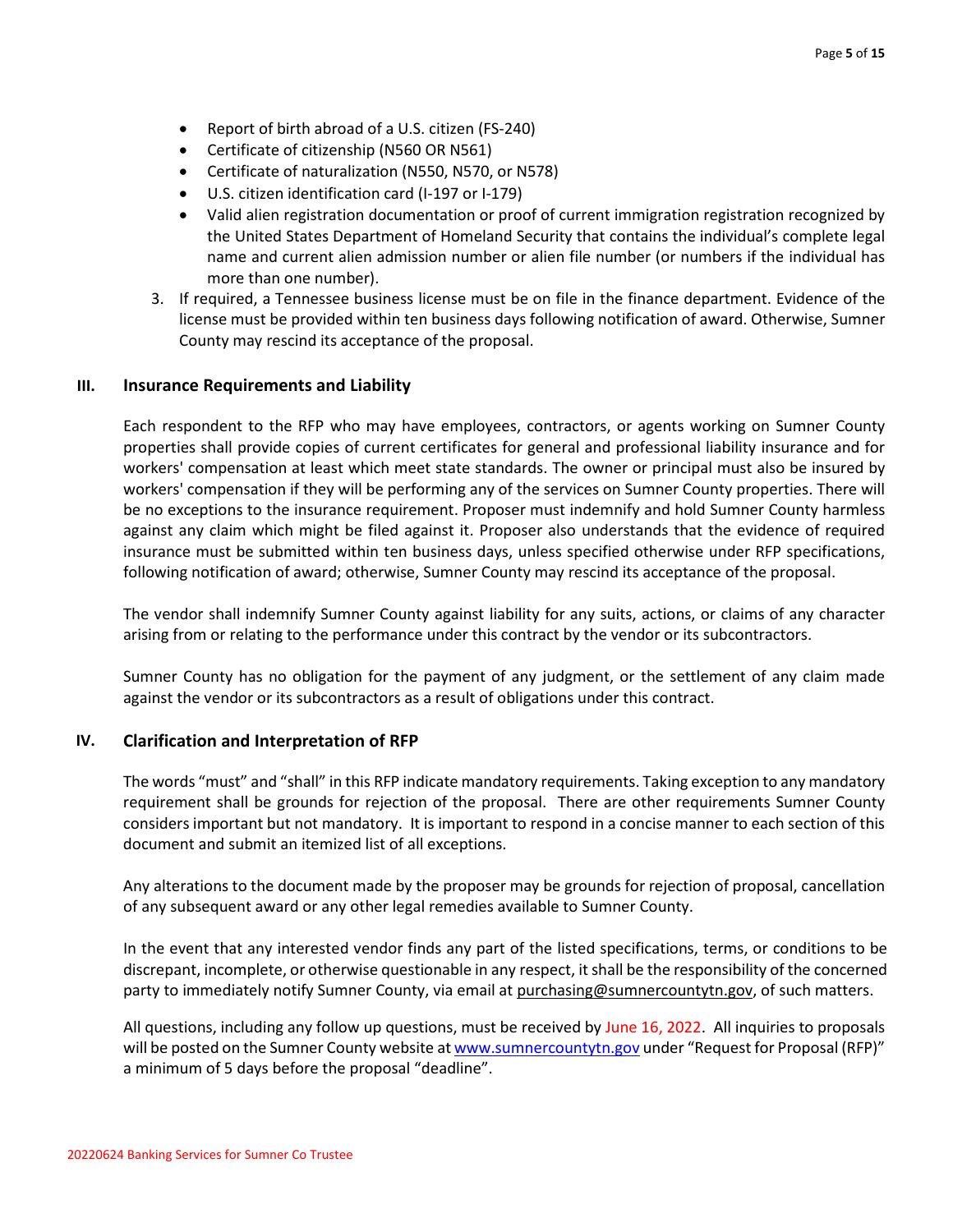- Report of birth abroad of a U.S. citizen (FS-240)
- Certificate of citizenship (N560 OR N561)
- Certificate of naturalization (N550, N570, or N578)
- U.S. citizen identification card (I-197 or I-179)
- Valid alien registration documentation or proof of current immigration registration recognized by the United States Department of Homeland Security that contains the individual's complete legal name and current alien admission number or alien file number (or numbers if the individual has more than one number).

3. If required, a Tennessee business license must be on file in the finance department. Evidence of the license must be provided within ten business days following notification of award. Otherwise, Sumner County may rescind its acceptance of the proposal.

## III. Insurance Requirements and Liability

Each respondent to the RFP who may have employees, contractors, or agents working on Sumner County properties shall provide copies of current certificates for general and professional liability insurance and for workers' compensation at least which meet state standards. The owner or principal must also be insured by workers' compensation if they will be performing any of the services on Sumner County properties. There will be no exceptions to the insurance requirement. Proposer must indemnify and hold Sumner County harmless against any claim which might be filed against it. Proposer also understands that the evidence of required insurance must be submitted within ten business days, unless specified otherwise under RFP specifications, following notification of award; otherwise, Sumner County may rescind its acceptance of the proposal.

The vendor shall indemnify Sumner County against liability for any suits, actions, or claims of any character arising from or relating to the performance under this contract by the vendor or its subcontractors.

Sumner County has no obligation for the payment of any judgment, or the settlement of any claim made against the vendor or its subcontractors as a result of obligations under this contract.

## IV. Clarification and Interpretation of RFP

The words "must" and "shall" in this RFP indicate mandatory requirements. Taking exception to any mandatory requirement shall be grounds for rejection of the proposal. There are other requirements Sumner County considers important but not mandatory. It is important to respond in a concise manner to each section of this document and submit an itemized list of all exceptions.

Any alterations to the document made by the proposer may be grounds for rejection of proposal, cancellation of any subsequent award or any other legal remedies available to Sumner County.

In the event that any interested vendor finds any part of the listed specifications, terms, or conditions to be discrepant, incomplete, or otherwise questionable in any respect, it shall be the responsibility of the concerned party to immediately notify Sumner County, via email at purchasing@sumnercountytn.gov, of such matters.

All questions, including any follow up questions, must be received by June 16, 2022. All inquiries to proposals will be posted on the Sumner County website at www.sumnercountytn.gov under "Request for Proposal (RFP)" a minimum of 5 days before the proposal "deadline".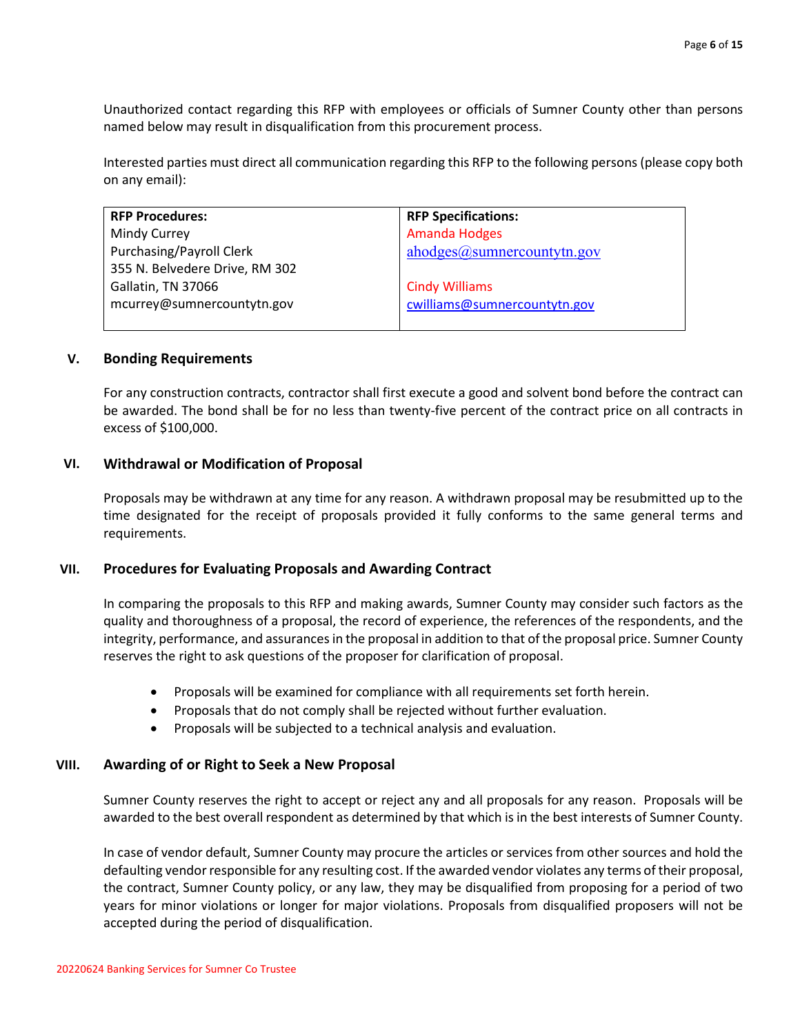Unauthorized contact regarding this RFP with employees or officials of Sumner County other than persons named below may result in disqualification from this procurement process.

Interested parties must direct all communication regarding this RFP to the following persons (please copy both on any email):

| RFP Procedures: | RFP Specifications: |
|---|---|
| Mindy Currey<br>Purchasing/Payroll Clerk<br>355 N. Belvedere Drive, RM 302<br>Gallatin, TN 37066<br>mcurrey@sumnercountytn.gov | Amanda Hodges<br>ahodges@sumnercountytn.gov<br><br>Cindy Williams<br>cwilliams@sumnercountytn.gov |

## V. Bonding Requirements

For any construction contracts, contractor shall first execute a good and solvent bond before the contract can be awarded. The bond shall be for no less than twenty-five percent of the contract price on all contracts in excess of $100,000.

## VI. Withdrawal or Modification of Proposal

Proposals may be withdrawn at any time for any reason. A withdrawn proposal may be resubmitted up to the time designated for the receipt of proposals provided it fully conforms to the same general terms and requirements.

## VII. Procedures for Evaluating Proposals and Awarding Contract

In comparing the proposals to this RFP and making awards, Sumner County may consider such factors as the quality and thoroughness of a proposal, the record of experience, the references of the respondents, and the integrity, performance, and assurances in the proposal in addition to that of the proposal price. Sumner County reserves the right to ask questions of the proposer for clarification of proposal.

- Proposals will be examined for compliance with all requirements set forth herein.
- Proposals that do not comply shall be rejected without further evaluation.
- Proposals will be subjected to a technical analysis and evaluation.

## VIII. Awarding of or Right to Seek a New Proposal

Sumner County reserves the right to accept or reject any and all proposals for any reason. Proposals will be awarded to the best overall respondent as determined by that which is in the best interests of Sumner County.

In case of vendor default, Sumner County may procure the articles or services from other sources and hold the defaulting vendor responsible for any resulting cost. If the awarded vendor violates any terms of their proposal, the contract, Sumner County policy, or any law, they may be disqualified from proposing for a period of two years for minor violations or longer for major violations. Proposals from disqualified proposers will not be accepted during the period of disqualification.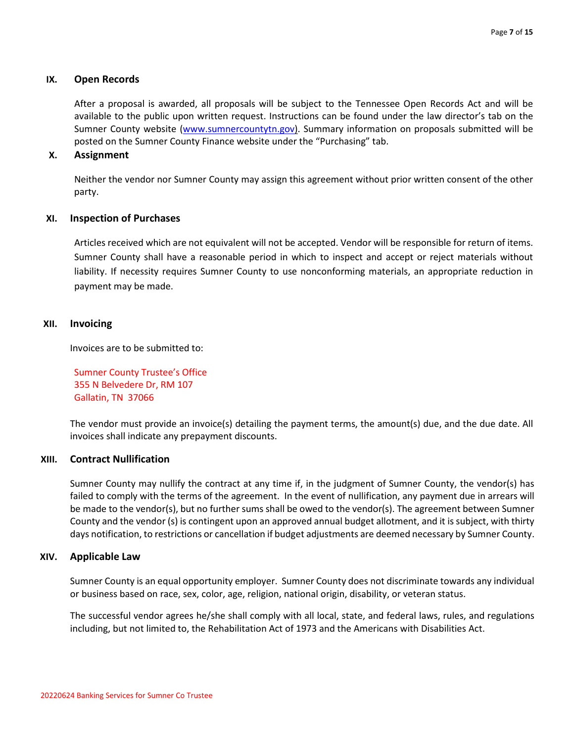## IX. Open Records

After a proposal is awarded, all proposals will be subject to the Tennessee Open Records Act and will be available to the public upon written request. Instructions can be found under the law director's tab on the Sumner County website (www.sumnercountytn.gov). Summary information on proposals submitted will be posted on the Sumner County Finance website under the "Purchasing" tab.

## X. Assignment

Neither the vendor nor Sumner County may assign this agreement without prior written consent of the other party.

## XI. Inspection of Purchases

Articles received which are not equivalent will not be accepted. Vendor will be responsible for return of items. Sumner County shall have a reasonable period in which to inspect and accept or reject materials without liability. If necessity requires Sumner County to use nonconforming materials, an appropriate reduction in payment may be made.

## XII. Invoicing

Invoices are to be submitted to:

Sumner County Trustee's Office
355 N Belvedere Dr, RM 107
Gallatin, TN 37066

The vendor must provide an invoice(s) detailing the payment terms, the amount(s) due, and the due date. All invoices shall indicate any prepayment discounts.

## XIII. Contract Nullification

Sumner County may nullify the contract at any time if, in the judgment of Sumner County, the vendor(s) has failed to comply with the terms of the agreement. In the event of nullification, any payment due in arrears will be made to the vendor(s), but no further sums shall be owed to the vendor(s). The agreement between Sumner County and the vendor (s) is contingent upon an approved annual budget allotment, and it is subject, with thirty days notification, to restrictions or cancellation if budget adjustments are deemed necessary by Sumner County.

## XIV. Applicable Law

Sumner County is an equal opportunity employer. Sumner County does not discriminate towards any individual or business based on race, sex, color, age, religion, national origin, disability, or veteran status.

The successful vendor agrees he/she shall comply with all local, state, and federal laws, rules, and regulations including, but not limited to, the Rehabilitation Act of 1973 and the Americans with Disabilities Act.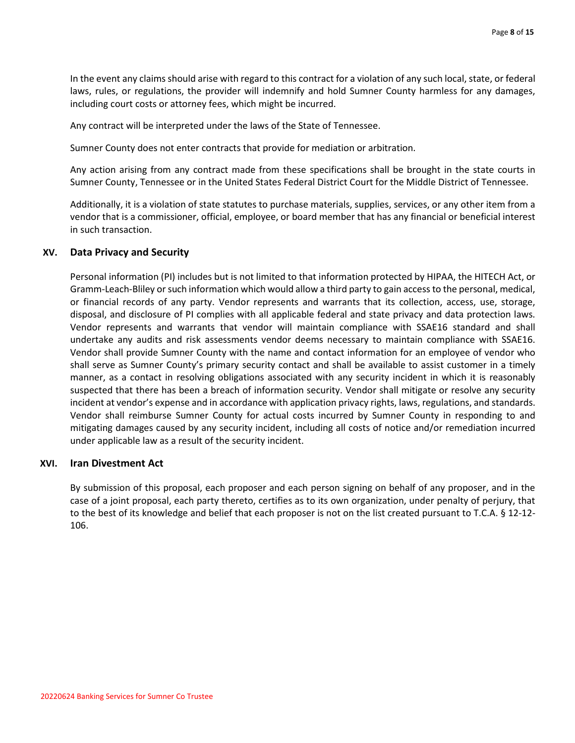In the event any claims should arise with regard to this contract for a violation of any such local, state, or federal laws, rules, or regulations, the provider will indemnify and hold Sumner County harmless for any damages, including court costs or attorney fees, which might be incurred.

Any contract will be interpreted under the laws of the State of Tennessee.

Sumner County does not enter contracts that provide for mediation or arbitration.

Any action arising from any contract made from these specifications shall be brought in the state courts in Sumner County, Tennessee or in the United States Federal District Court for the Middle District of Tennessee.

Additionally, it is a violation of state statutes to purchase materials, supplies, services, or any other item from a vendor that is a commissioner, official, employee, or board member that has any financial or beneficial interest in such transaction.

## XV. Data Privacy and Security

Personal information (PI) includes but is not limited to that information protected by HIPAA, the HITECH Act, or Gramm-Leach-Bliley or such information which would allow a third party to gain access to the personal, medical, or financial records of any party. Vendor represents and warrants that its collection, access, use, storage, disposal, and disclosure of PI complies with all applicable federal and state privacy and data protection laws. Vendor represents and warrants that vendor will maintain compliance with SSAE16 standard and shall undertake any audits and risk assessments vendor deems necessary to maintain compliance with SSAE16. Vendor shall provide Sumner County with the name and contact information for an employee of vendor who shall serve as Sumner County's primary security contact and shall be available to assist customer in a timely manner, as a contact in resolving obligations associated with any security incident in which it is reasonably suspected that there has been a breach of information security. Vendor shall mitigate or resolve any security incident at vendor's expense and in accordance with application privacy rights, laws, regulations, and standards. Vendor shall reimburse Sumner County for actual costs incurred by Sumner County in responding to and mitigating damages caused by any security incident, including all costs of notice and/or remediation incurred under applicable law as a result of the security incident.

## XVI. Iran Divestment Act

By submission of this proposal, each proposer and each person signing on behalf of any proposer, and in the case of a joint proposal, each party thereto, certifies as to its own organization, under penalty of perjury, that to the best of its knowledge and belief that each proposer is not on the list created pursuant to T.C.A. § 12-12-106.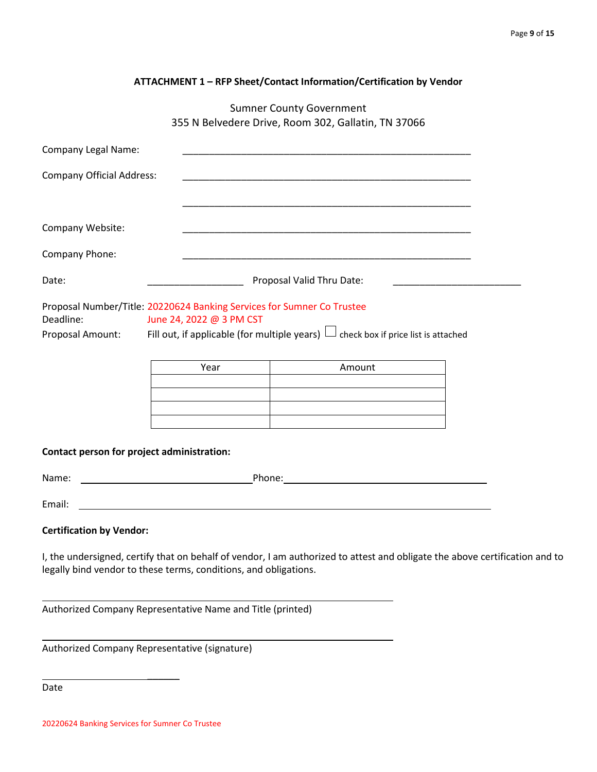### ATTACHMENT 1 – RFP Sheet/Contact Information/Certification by Vendor

Sumner County Government
355 N Belvedere Drive, Room 302, Gallatin, TN 37066

Company Legal Name: ______________________________________________________

Company Official Address: ______________________________________________________

______________________________________________________

Company Website: ______________________________________________________

Company Phone: ______________________________________________________

Date: __________________ Proposal Valid Thru Date: ________________________

Proposal Number/Title: 20220624 Banking Services for Sumner Co Trustee
Deadline: June 24, 2022 @ 3 PM CST
Proposal Amount: Fill out, if applicable (for multiple years) ☐ check box if price list is attached

| Year | Amount |
|---|---|
| | |
| | |
| | |
| | |

**Contact person for project administration:**

Name: ________________________________ Phone: ______________________________________

Email: ______________________________________________________________________________

**Certification by Vendor:**

I, the undersigned, certify that on behalf of vendor, I am authorized to attest and obligate the above certification and to legally bind vendor to these terms, conditions, and obligations.

______________________________________________________
Authorized Company Representative Name and Title (printed)

______________________________________________________
Authorized Company Representative (signature)

__________________________
Date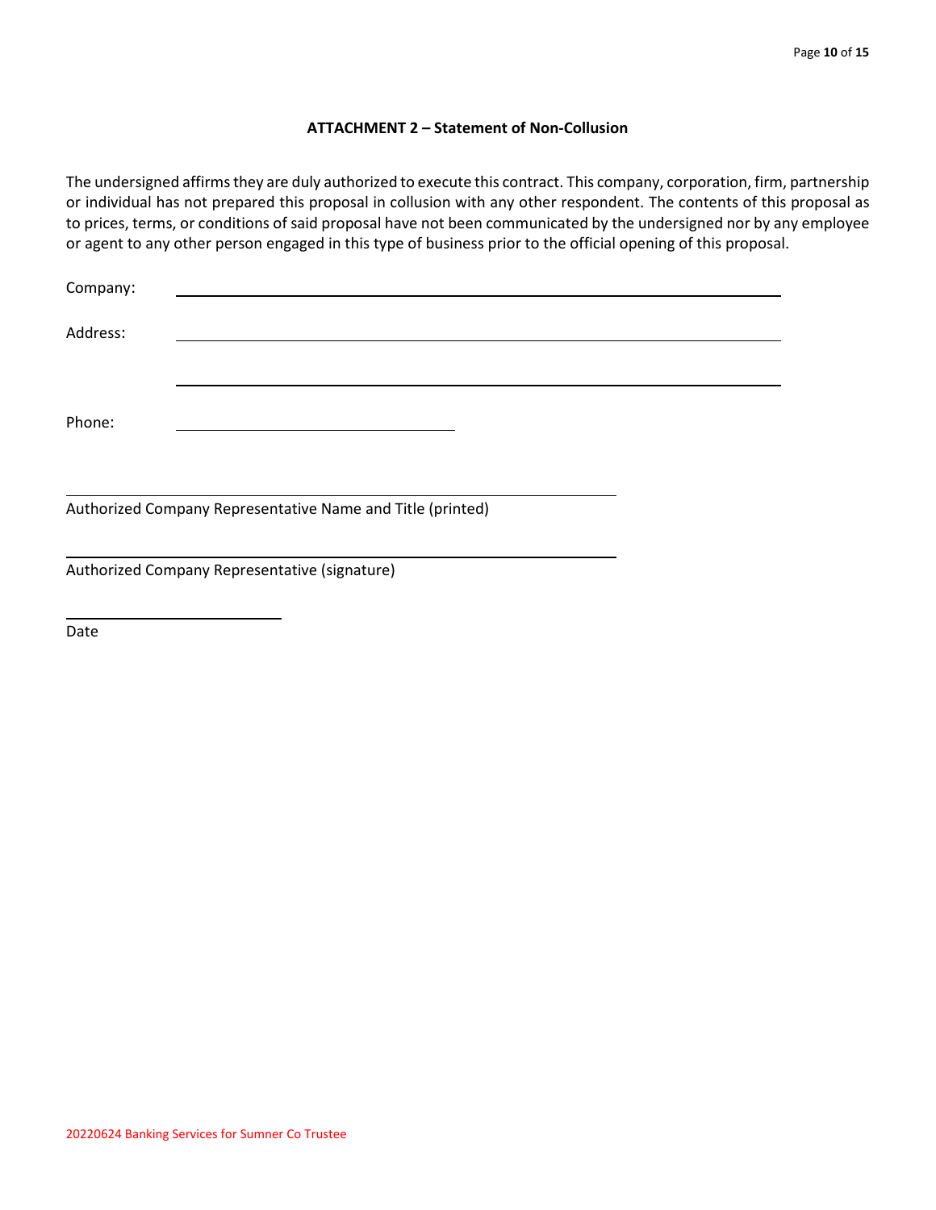### ATTACHMENT 2 – Statement of Non-Collusion

The undersigned affirms they are duly authorized to execute this contract. This company, corporation, firm, partnership or individual has not prepared this proposal in collusion with any other respondent. The contents of this proposal as to prices, terms, or conditions of said proposal have not been communicated by the undersigned nor by any employee or agent to any other person engaged in this type of business prior to the official opening of this proposal.

Company: ______________________________________________

Address: ______________________________________________

______________________________________________

Phone: ____________________

______________________________________________
Authorized Company Representative Name and Title (printed)

______________________________________________
Authorized Company Representative (signature)

____________________
Date

20220624 Banking Services for Sumner Co Trustee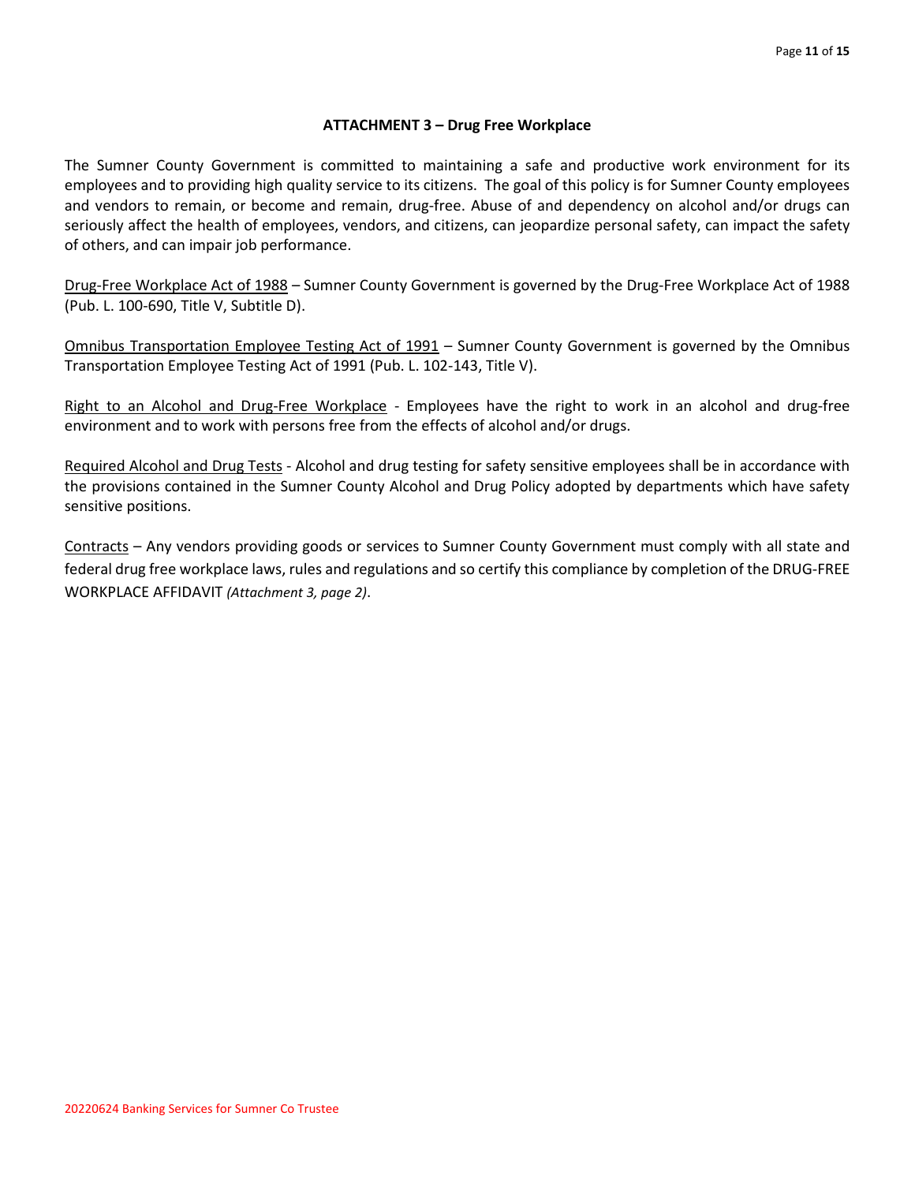## ATTACHMENT 3 – Drug Free Workplace

The Sumner County Government is committed to maintaining a safe and productive work environment for its employees and to providing high quality service to its citizens. The goal of this policy is for Sumner County employees and vendors to remain, or become and remain, drug-free. Abuse of and dependency on alcohol and/or drugs can seriously affect the health of employees, vendors, and citizens, can jeopardize personal safety, can impact the safety of others, and can impair job performance.

<u>Drug-Free Workplace Act of 1988</u> – Sumner County Government is governed by the Drug-Free Workplace Act of 1988 (Pub. L. 100-690, Title V, Subtitle D).

<u>Omnibus Transportation Employee Testing Act of 1991</u> – Sumner County Government is governed by the Omnibus Transportation Employee Testing Act of 1991 (Pub. L. 102-143, Title V).

<u>Right to an Alcohol and Drug-Free Workplace</u> - Employees have the right to work in an alcohol and drug-free environment and to work with persons free from the effects of alcohol and/or drugs.

<u>Required Alcohol and Drug Tests</u> - Alcohol and drug testing for safety sensitive employees shall be in accordance with the provisions contained in the Sumner County Alcohol and Drug Policy adopted by departments which have safety sensitive positions.

<u>Contracts</u> – Any vendors providing goods or services to Sumner County Government must comply with all state and federal drug free workplace laws, rules and regulations and so certify this compliance by completion of the DRUG-FREE WORKPLACE AFFIDAVIT *(Attachment 3, page 2)*.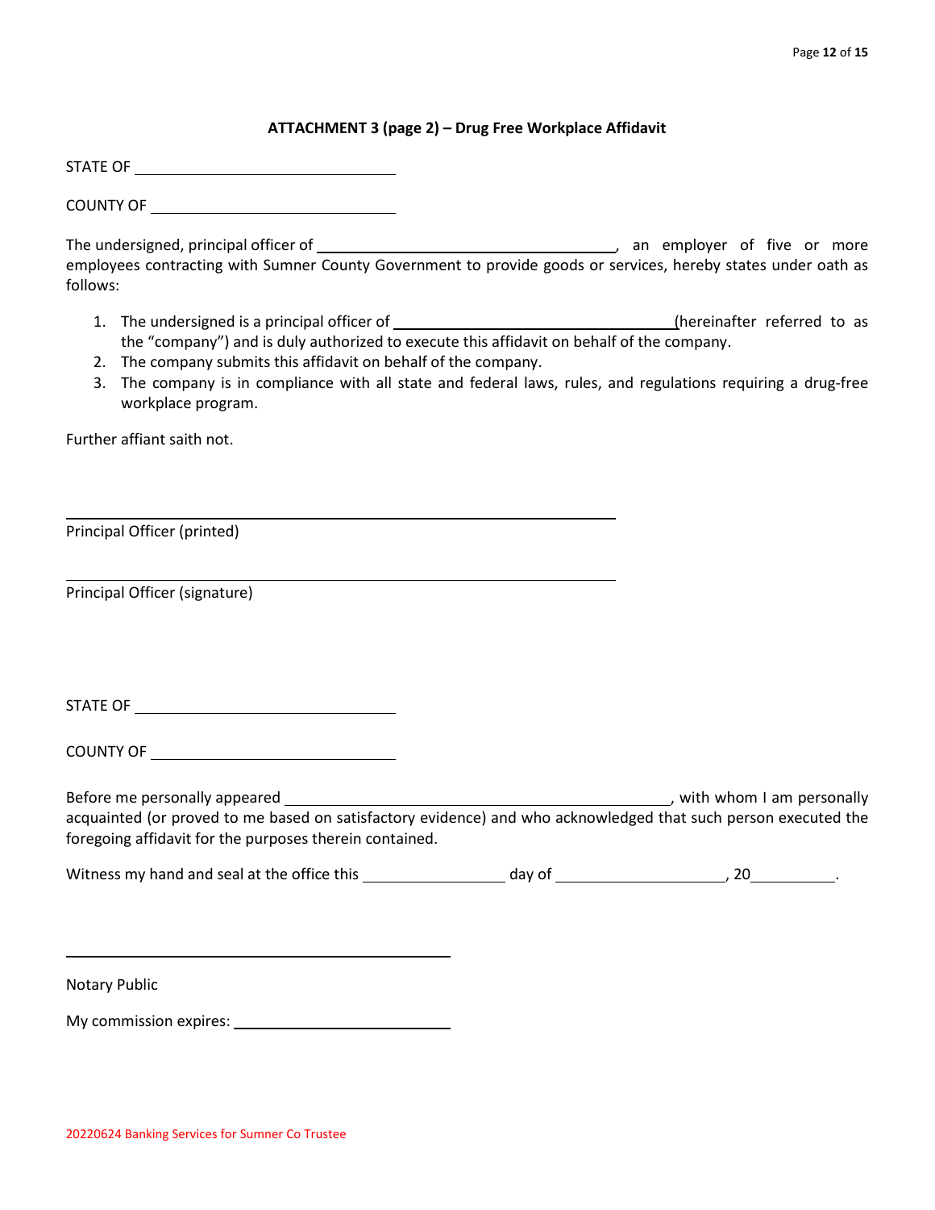### ATTACHMENT 3 (page 2) – Drug Free Workplace Affidavit

STATE OF ______________________________

COUNTY OF ____________________________

The undersigned, principal officer of ___________________________________, an employer of five or more employees contracting with Sumner County Government to provide goods or services, hereby states under oath as follows:

1. The undersigned is a principal officer of _________________________________(hereinafter referred to as the "company") and is duly authorized to execute this affidavit on behalf of the company.
2. The company submits this affidavit on behalf of the company.
3. The company is in compliance with all state and federal laws, rules, and regulations requiring a drug-free workplace program.

Further affiant saith not.

_______________________________________________________________

Principal Officer (printed)

_______________________________________________________________

Principal Officer (signature)

STATE OF ______________________________

COUNTY OF ____________________________

Before me personally appeared _____________________________________________, with whom I am personally acquainted (or proved to me based on satisfactory evidence) and who acknowledged that such person executed the foregoing affidavit for the purposes therein contained.

Witness my hand and seal at the office this ________________ day of ____________________, 20__________.

_____________________________________________

Notary Public

My commission expires: _________________________

20220624 Banking Services for Sumner Co Trustee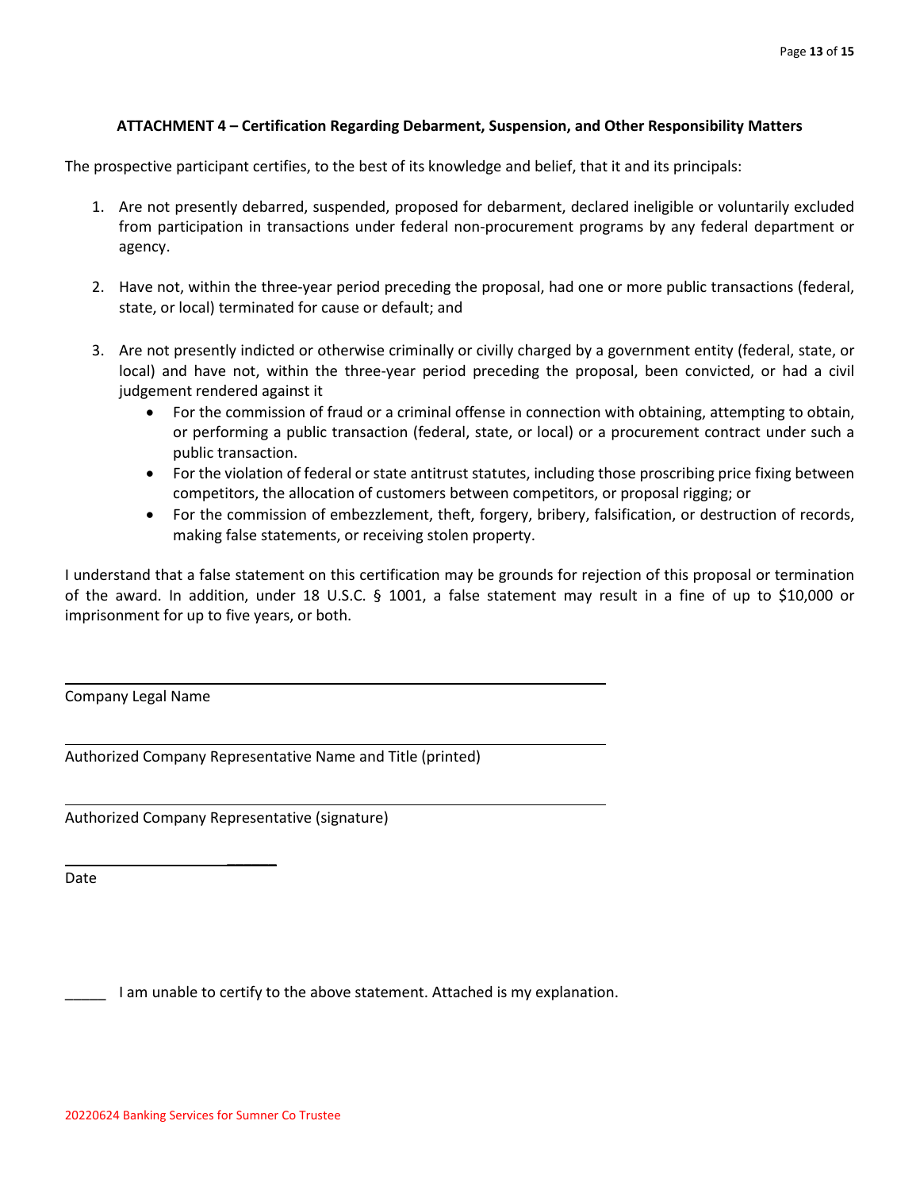### ATTACHMENT 4 – Certification Regarding Debarment, Suspension, and Other Responsibility Matters

The prospective participant certifies, to the best of its knowledge and belief, that it and its principals:

1. Are not presently debarred, suspended, proposed for debarment, declared ineligible or voluntarily excluded from participation in transactions under federal non-procurement programs by any federal department or agency.

2. Have not, within the three-year period preceding the proposal, had one or more public transactions (federal, state, or local) terminated for cause or default; and

3. Are not presently indicted or otherwise criminally or civilly charged by a government entity (federal, state, or local) and have not, within the three-year period preceding the proposal, been convicted, or had a civil judgement rendered against it
   - For the commission of fraud or a criminal offense in connection with obtaining, attempting to obtain, or performing a public transaction (federal, state, or local) or a procurement contract under such a public transaction.
   - For the violation of federal or state antitrust statutes, including those proscribing price fixing between competitors, the allocation of customers between competitors, or proposal rigging; or
   - For the commission of embezzlement, theft, forgery, bribery, falsification, or destruction of records, making false statements, or receiving stolen property.

I understand that a false statement on this certification may be grounds for rejection of this proposal or termination of the award. In addition, under 18 U.S.C. § 1001, a false statement may result in a fine of up to $10,000 or imprisonment for up to five years, or both.

______________________________________________
Company Legal Name

______________________________________________
Authorized Company Representative Name and Title (printed)

______________________________________________
Authorized Company Representative (signature)

____________________
Date

_____ I am unable to certify to the above statement. Attached is my explanation.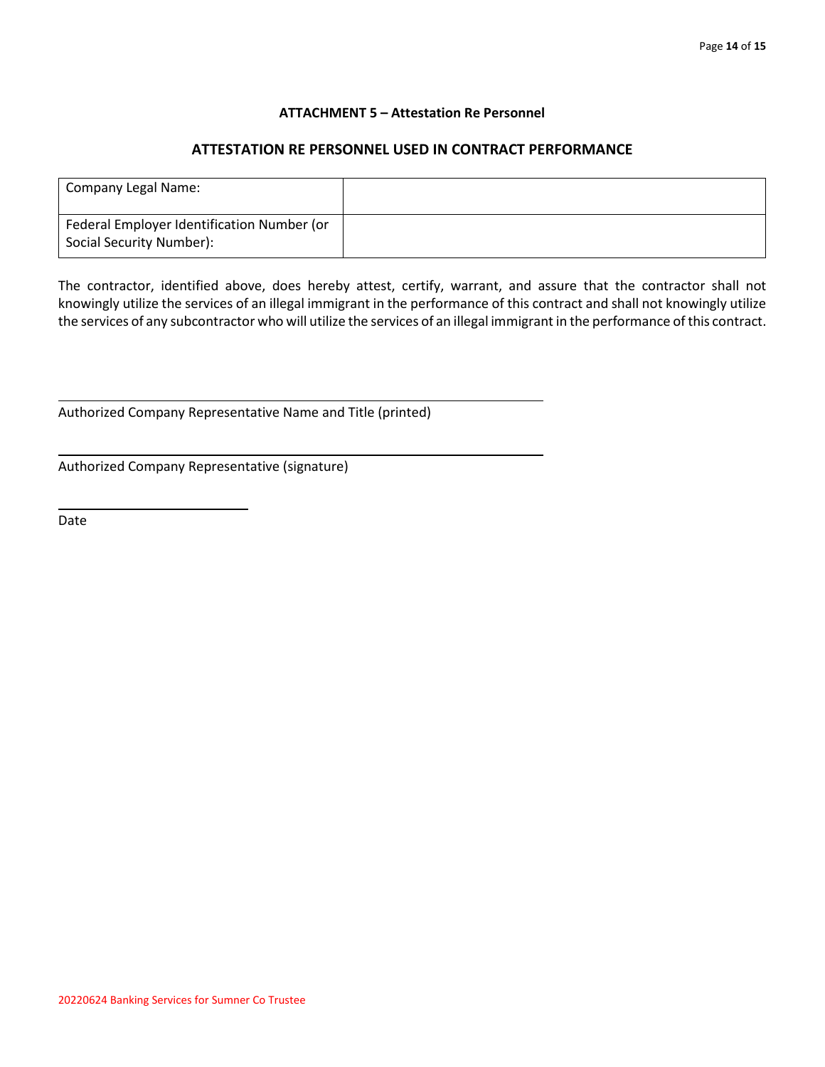## ATTACHMENT 5 – Attestation Re Personnel

## ATTESTATION RE PERSONNEL USED IN CONTRACT PERFORMANCE

| | |
|---|---|
| Company Legal Name: | |
| Federal Employer Identification Number (or Social Security Number): | |

The contractor, identified above, does hereby attest, certify, warrant, and assure that the contractor shall not knowingly utilize the services of an illegal immigrant in the performance of this contract and shall not knowingly utilize the services of any subcontractor who will utilize the services of an illegal immigrant in the performance of this contract.

\_\_\_\_\_\_\_\_\_\_\_\_\_\_\_\_\_\_\_\_\_\_\_\_\_\_\_\_\_\_\_\_\_\_\_\_\_\_\_\_\_\_\_\_\_\_\_\_

Authorized Company Representative Name and Title (printed)

\_\_\_\_\_\_\_\_\_\_\_\_\_\_\_\_\_\_\_\_\_\_\_\_\_\_\_\_\_\_\_\_\_\_\_\_\_\_\_\_\_\_\_\_\_\_\_\_

Authorized Company Representative (signature)

\_\_\_\_\_\_\_\_\_\_\_\_\_\_\_\_\_\_\_\_

Date

20220624 Banking Services for Sumner Co Trustee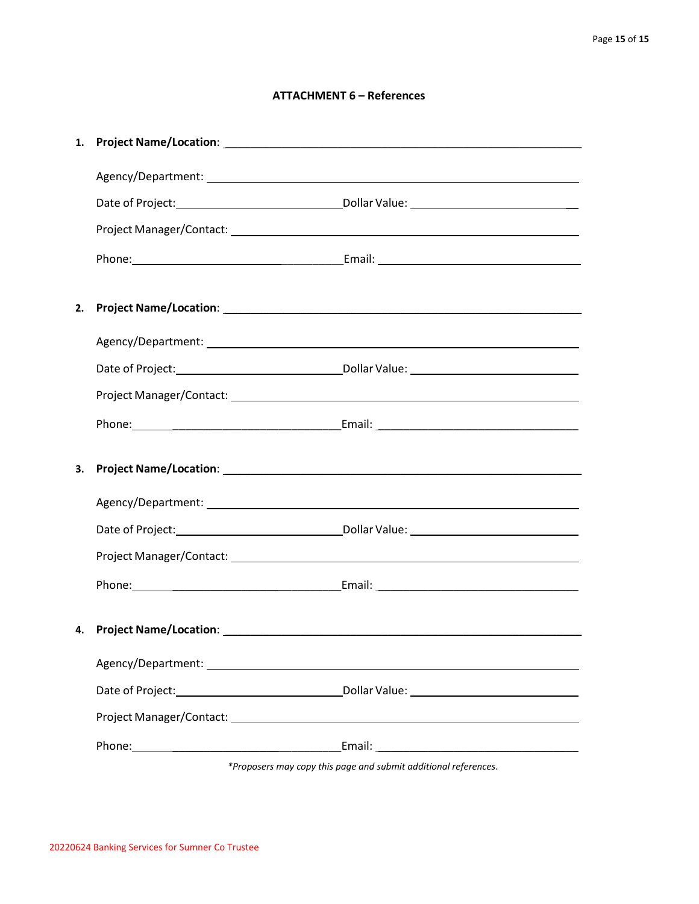## ATTACHMENT 6 – References

1. **Project Name/Location**: ____________________________________________

   Agency/Department: ____________________________________________

   Date of Project: ______________________ Dollar Value: ______________________

   Project Manager/Contact: ____________________________________________

   Phone: ______________________ Email: ______________________

2. **Project Name/Location**: ____________________________________________

   Agency/Department: ____________________________________________

   Date of Project: ______________________ Dollar Value: ______________________

   Project Manager/Contact: ____________________________________________

   Phone: ______________________ Email: ______________________

3. **Project Name/Location**: ____________________________________________

   Agency/Department: ____________________________________________

   Date of Project: ______________________ Dollar Value: ______________________

   Project Manager/Contact: ____________________________________________

   Phone: ______________________ Email: ______________________

4. **Project Name/Location**: ____________________________________________

   Agency/Department: ____________________________________________

   Date of Project: ______________________ Dollar Value: ______________________

   Project Manager/Contact: ____________________________________________

   Phone: ______________________ Email: ______________________

*\*Proposers may copy this page and submit additional references.*

20220624 Banking Services for Sumner Co Trustee